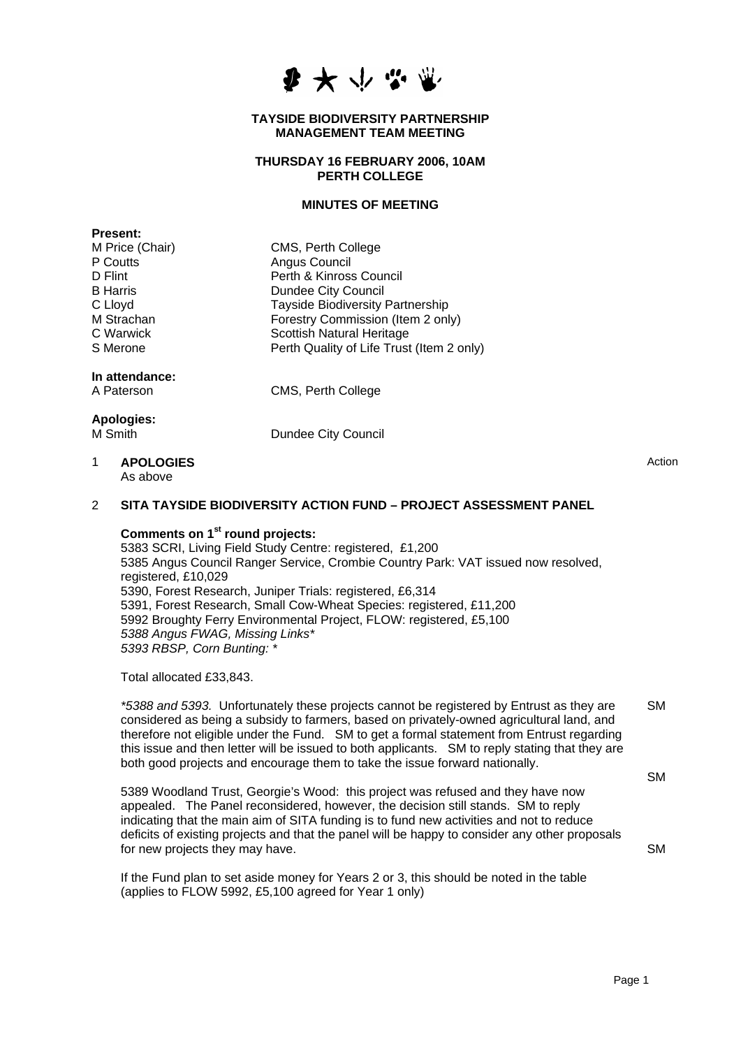**TAYSIDE BIODIVERSITY PARTNERSHIP**
**MANAGEMENT TEAM MEETING**

**THURSDAY 16 FEBRUARY 2006, 10AM**
**PERTH COLLEGE**

**MINUTES OF MEETING**

**Present:**

| | |
|---|---|
| M Price (Chair) | CMS, Perth College |
| P Coutts | Angus Council |
| D Flint | Perth & Kinross Council |
| B Harris | Dundee City Council |
| C Lloyd | Tayside Biodiversity Partnership |
| M Strachan | Forestry Commission (Item 2 only) |
| C Warwick | Scottish Natural Heritage |
| S Merone | Perth Quality of Life Trust (Item 2 only) |

**In attendance:**

| | |
|---|---|
| A Paterson | CMS, Perth College |

**Apologies:**

| | |
|---|---|
| M Smith | Dundee City Council |

Action

1 **APOLOGIES**
As above

2 **SITA TAYSIDE BIODIVERSITY ACTION FUND – PROJECT ASSESSMENT PANEL**

**Comments on 1st round projects:**
5383 SCRI, Living Field Study Centre: registered, £1,200
5385 Angus Council Ranger Service, Crombie Country Park: VAT issued now resolved, registered, £10,029
5390, Forest Research, Juniper Trials: registered, £6,314
5391, Forest Research, Small Cow-Wheat Species: registered, £11,200
5992 Broughty Ferry Environmental Project, FLOW: registered, £5,100
*5388 Angus FWAG, Missing Links**
*5393 RBSP, Corn Bunting: **

Total allocated £33,843.

*\*5388 and 5393.* Unfortunately these projects cannot be registered by Entrust as they are considered as being a subsidy to farmers, based on privately-owned agricultural land, and therefore not eligible under the Fund. SM to get a formal statement from Entrust regarding this issue and then letter will be issued to both applicants. SM to reply stating that they are both good projects and encourage them to take the issue forward nationally. — **SM** / **SM**

5389 Woodland Trust, Georgie's Wood: this project was refused and they have now appealed. The Panel reconsidered, however, the decision still stands. SM to reply indicating that the main aim of SITA funding is to fund new activities and not to reduce deficits of existing projects and that the panel will be happy to consider any other proposals for new projects they may have. — **SM**

If the Fund plan to set aside money for Years 2 or 3, this should be noted in the table (applies to FLOW 5992, £5,100 agreed for Year 1 only)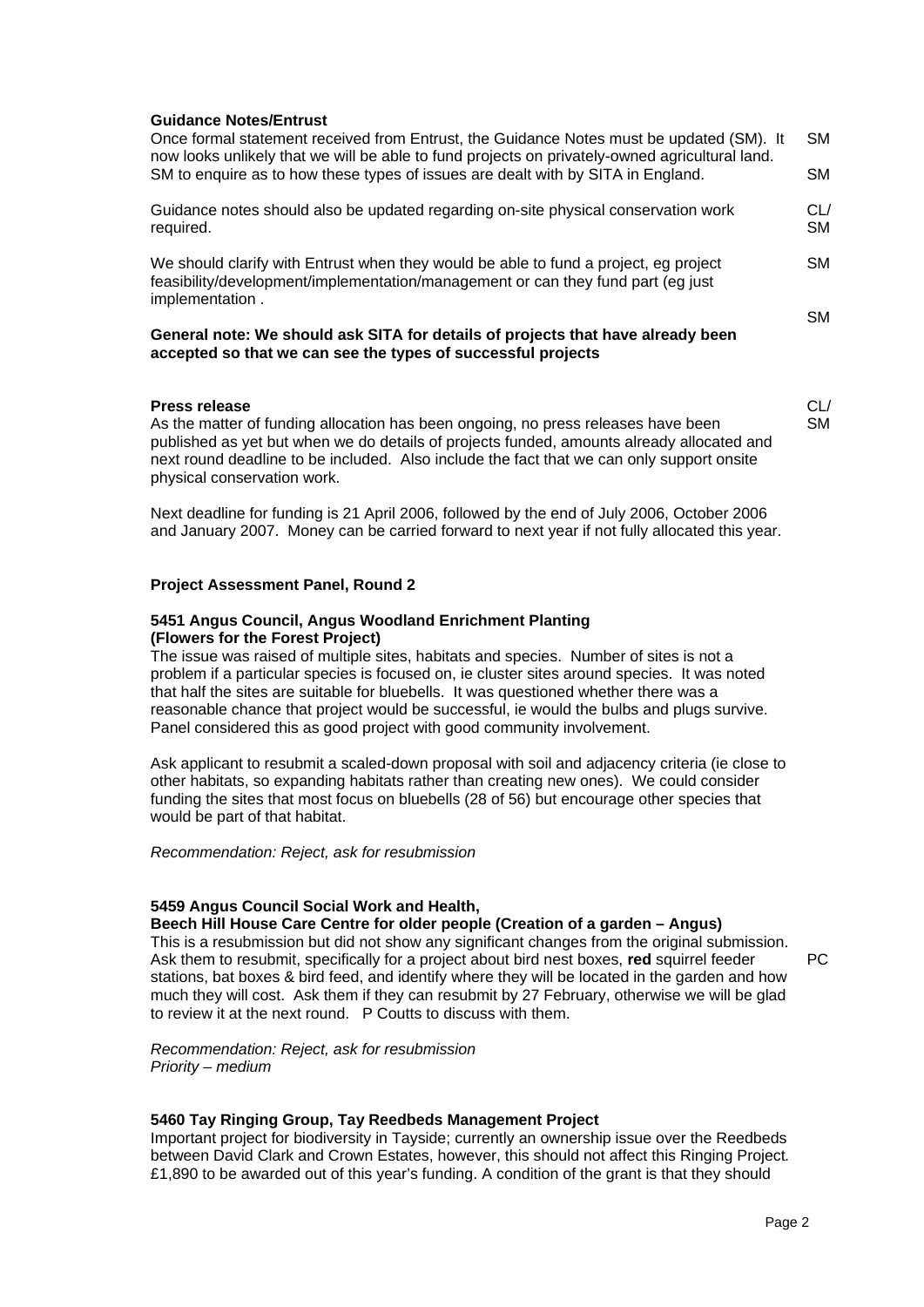**Guidance Notes/Entrust**

Once formal statement received from Entrust, the Guidance Notes must be updated (SM). It now looks unlikely that we will be able to fund projects on privately-owned agricultural land. SM

SM to enquire as to how these types of issues are dealt with by SITA in England. SM

Guidance notes should also be updated regarding on-site physical conservation work required. CL/SM

We should clarify with Entrust when they would be able to fund a project, eg project feasibility/development/implementation/management or can they fund part (eg just implementation . SM

**General note: We should ask SITA for details of projects that have already been accepted so that we can see the types of successful projects** SM

**Press release** CL/SM

As the matter of funding allocation has been ongoing, no press releases have been published as yet but when we do details of projects funded, amounts already allocated and next round deadline to be included. Also include the fact that we can only support onsite physical conservation work.

Next deadline for funding is 21 April 2006, followed by the end of July 2006, October 2006 and January 2007. Money can be carried forward to next year if not fully allocated this year.

**Project Assessment Panel, Round 2**

**5451 Angus Council, Angus Woodland Enrichment Planting (Flowers for the Forest Project)**

The issue was raised of multiple sites, habitats and species. Number of sites is not a problem if a particular species is focused on, ie cluster sites around species. It was noted that half the sites are suitable for bluebells. It was questioned whether there was a reasonable chance that project would be successful, ie would the bulbs and plugs survive. Panel considered this as good project with good community involvement.

Ask applicant to resubmit a scaled-down proposal with soil and adjacency criteria (ie close to other habitats, so expanding habitats rather than creating new ones). We could consider funding the sites that most focus on bluebells (28 of 56) but encourage other species that would be part of that habitat.

*Recommendation: Reject, ask for resubmission*

**5459 Angus Council Social Work and Health, Beech Hill House Care Centre for older people (Creation of a garden – Angus)**

This is a resubmission but did not show any significant changes from the original submission. Ask them to resubmit, specifically for a project about bird nest boxes, **red** squirrel feeder stations, bat boxes & bird feed, and identify where they will be located in the garden and how much they will cost. Ask them if they can resubmit by 27 February, otherwise we will be glad to review it at the next round. P Coutts to discuss with them. PC

*Recommendation: Reject, ask for resubmission*
*Priority – medium*

**5460 Tay Ringing Group, Tay Reedbeds Management Project**

Important project for biodiversity in Tayside; currently an ownership issue over the Reedbeds between David Clark and Crown Estates, however, this should not affect this Ringing Project. £1,890 to be awarded out of this year's funding. A condition of the grant is that they should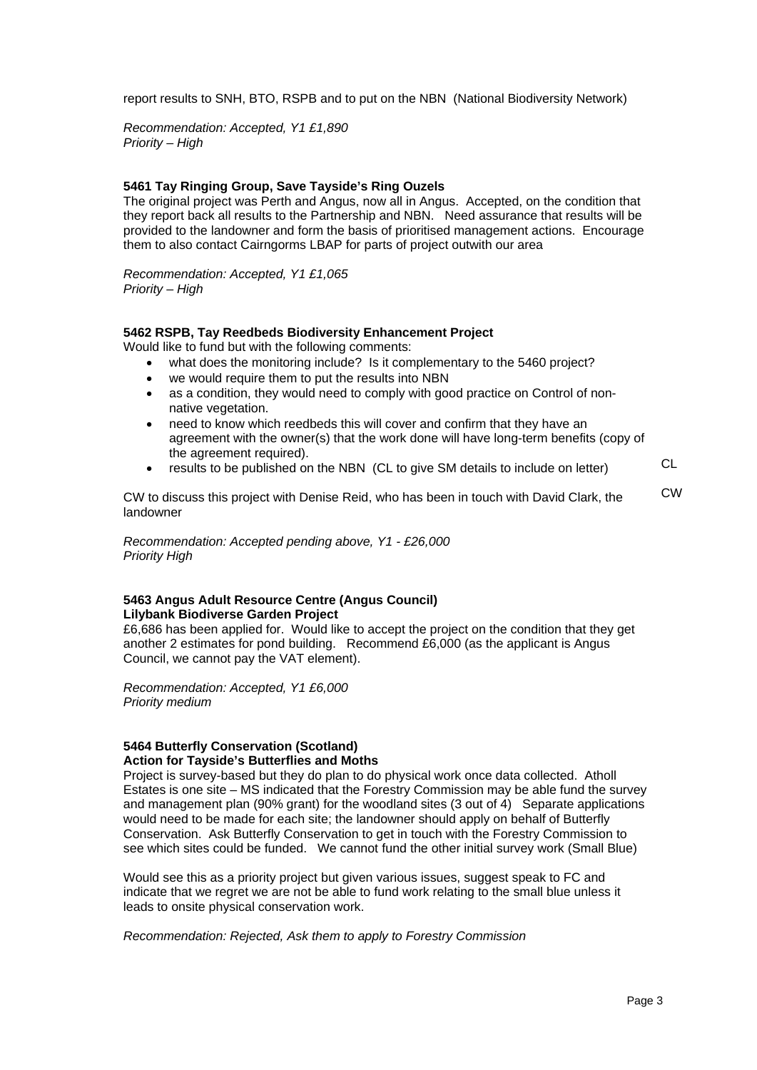report results to SNH, BTO, RSPB and to put on the NBN (National Biodiversity Network)

*Recommendation: Accepted, Y1 £1,890*
*Priority – High*

**5461 Tay Ringing Group, Save Tayside's Ring Ouzels**

The original project was Perth and Angus, now all in Angus. Accepted, on the condition that they report back all results to the Partnership and NBN. Need assurance that results will be provided to the landowner and form the basis of prioritised management actions. Encourage them to also contact Cairngorms LBAP for parts of project outwith our area

*Recommendation: Accepted, Y1 £1,065*
*Priority – High*

**5462 RSPB, Tay Reedbeds Biodiversity Enhancement Project**

Would like to fund but with the following comments:

- what does the monitoring include? Is it complementary to the 5460 project?
- we would require them to put the results into NBN
- as a condition, they would need to comply with good practice on Control of non-native vegetation.
- need to know which reedbeds this will cover and confirm that they have an agreement with the owner(s) that the work done will have long-term benefits (copy of the agreement required).
- results to be published on the NBN (CL to give SM details to include on letter) CL

CW to discuss this project with Denise Reid, who has been in touch with David Clark, the landowner CW

*Recommendation: Accepted pending above, Y1 - £26,000*
*Priority High*

**5463 Angus Adult Resource Centre (Angus Council)**
**Lilybank Biodiverse Garden Project**

£6,686 has been applied for. Would like to accept the project on the condition that they get another 2 estimates for pond building. Recommend £6,000 (as the applicant is Angus Council, we cannot pay the VAT element).

*Recommendation: Accepted, Y1 £6,000*
*Priority medium*

**5464 Butterfly Conservation (Scotland)**
**Action for Tayside's Butterflies and Moths**

Project is survey-based but they do plan to do physical work once data collected. Atholl Estates is one site – MS indicated that the Forestry Commission may be able fund the survey and management plan (90% grant) for the woodland sites (3 out of 4) Separate applications would need to be made for each site; the landowner should apply on behalf of Butterfly Conservation. Ask Butterfly Conservation to get in touch with the Forestry Commission to see which sites could be funded. We cannot fund the other initial survey work (Small Blue)

Would see this as a priority project but given various issues, suggest speak to FC and indicate that we regret we are not be able to fund work relating to the small blue unless it leads to onsite physical conservation work.

*Recommendation: Rejected, Ask them to apply to Forestry Commission*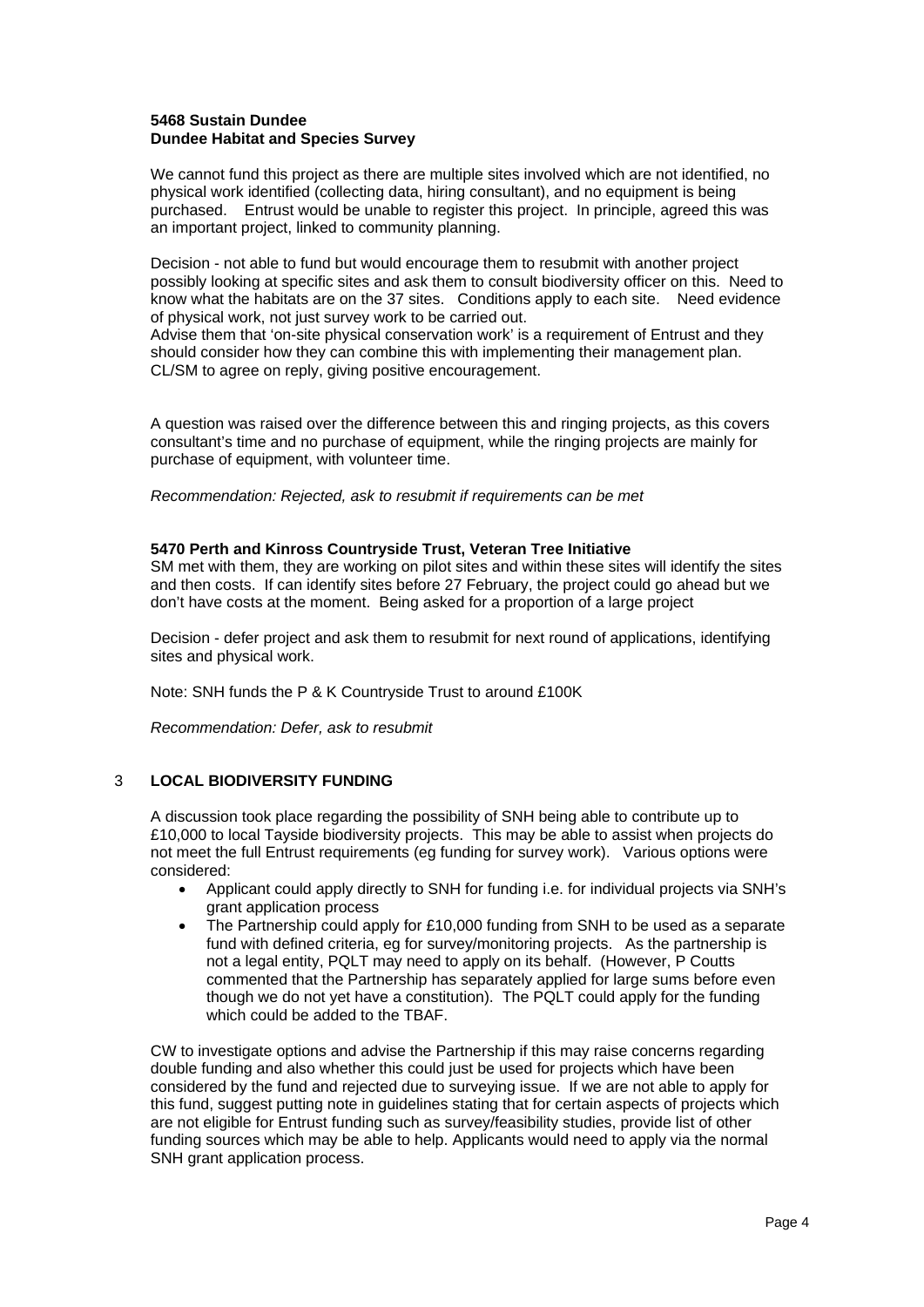**5468 Sustain Dundee**
**Dundee Habitat and Species Survey**

We cannot fund this project as there are multiple sites involved which are not identified, no physical work identified (collecting data, hiring consultant), and no equipment is being purchased. Entrust would be unable to register this project. In principle, agreed this was an important project, linked to community planning.

Decision - not able to fund but would encourage them to resubmit with another project possibly looking at specific sites and ask them to consult biodiversity officer on this. Need to know what the habitats are on the 37 sites. Conditions apply to each site. Need evidence of physical work, not just survey work to be carried out.
Advise them that 'on-site physical conservation work' is a requirement of Entrust and they should consider how they can combine this with implementing their management plan. CL/SM to agree on reply, giving positive encouragement.

A question was raised over the difference between this and ringing projects, as this covers consultant's time and no purchase of equipment, while the ringing projects are mainly for purchase of equipment, with volunteer time.

*Recommendation: Rejected, ask to resubmit if requirements can be met*

**5470 Perth and Kinross Countryside Trust, Veteran Tree Initiative**
SM met with them, they are working on pilot sites and within these sites will identify the sites and then costs. If can identify sites before 27 February, the project could go ahead but we don't have costs at the moment. Being asked for a proportion of a large project

Decision - defer project and ask them to resubmit for next round of applications, identifying sites and physical work.

Note: SNH funds the P & K Countryside Trust to around £100K

*Recommendation: Defer, ask to resubmit*

## 3 LOCAL BIODIVERSITY FUNDING

A discussion took place regarding the possibility of SNH being able to contribute up to £10,000 to local Tayside biodiversity projects. This may be able to assist when projects do not meet the full Entrust requirements (eg funding for survey work). Various options were considered:

- Applicant could apply directly to SNH for funding i.e. for individual projects via SNH's grant application process
- The Partnership could apply for £10,000 funding from SNH to be used as a separate fund with defined criteria, eg for survey/monitoring projects. As the partnership is not a legal entity, PQLT may need to apply on its behalf. (However, P Coutts commented that the Partnership has separately applied for large sums before even though we do not yet have a constitution). The PQLT could apply for the funding which could be added to the TBAF.

CW to investigate options and advise the Partnership if this may raise concerns regarding double funding and also whether this could just be used for projects which have been considered by the fund and rejected due to surveying issue. If we are not able to apply for this fund, suggest putting note in guidelines stating that for certain aspects of projects which are not eligible for Entrust funding such as survey/feasibility studies, provide list of other funding sources which may be able to help. Applicants would need to apply via the normal SNH grant application process.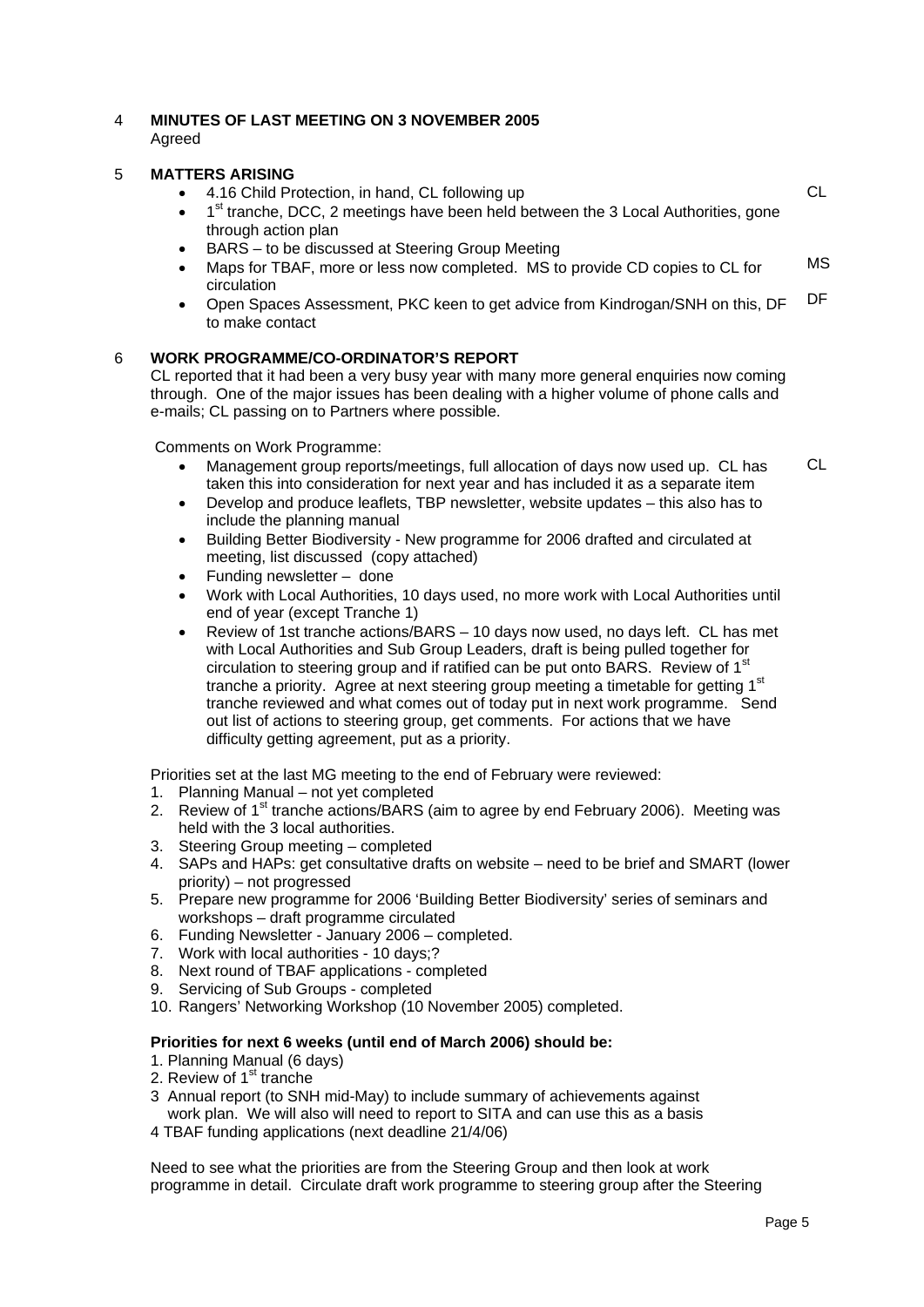## 4 MINUTES OF LAST MEETING ON 3 NOVEMBER 2005

Agreed

## 5 MATTERS ARISING

- 4.16 Child Protection, in hand, CL following up — CL
- 1st tranche, DCC, 2 meetings have been held between the 3 Local Authorities, gone through action plan
- BARS – to be discussed at Steering Group Meeting
- Maps for TBAF, more or less now completed. MS to provide CD copies to CL for circulation — MS
- Open Spaces Assessment, PKC keen to get advice from Kindrogan/SNH on this, DF to make contact — DF

## 6 WORK PROGRAMME/CO-ORDINATOR'S REPORT

CL reported that it had been a very busy year with many more general enquiries now coming through. One of the major issues has been dealing with a higher volume of phone calls and e-mails; CL passing on to Partners where possible.

Comments on Work Programme:

- Management group reports/meetings, full allocation of days now used up. CL has taken this into consideration for next year and has included it as a separate item — CL
- Develop and produce leaflets, TBP newsletter, website updates – this also has to include the planning manual
- Building Better Biodiversity - New programme for 2006 drafted and circulated at meeting, list discussed (copy attached)
- Funding newsletter – done
- Work with Local Authorities, 10 days used, no more work with Local Authorities until end of year (except Tranche 1)
- Review of 1st tranche actions/BARS – 10 days now used, no days left. CL has met with Local Authorities and Sub Group Leaders, draft is being pulled together for circulation to steering group and if ratified can be put onto BARS. Review of 1st tranche a priority. Agree at next steering group meeting a timetable for getting 1st tranche reviewed and what comes out of today put in next work programme. Send out list of actions to steering group, get comments. For actions that we have difficulty getting agreement, put as a priority.

Priorities set at the last MG meeting to the end of February were reviewed:

1. Planning Manual – not yet completed
2. Review of 1st tranche actions/BARS (aim to agree by end February 2006). Meeting was held with the 3 local authorities.
3. Steering Group meeting – completed
4. SAPs and HAPs: get consultative drafts on website – need to be brief and SMART (lower priority) – not progressed
5. Prepare new programme for 2006 'Building Better Biodiversity' series of seminars and workshops – draft programme circulated
6. Funding Newsletter - January 2006 – completed.
7. Work with local authorities - 10 days;?
8. Next round of TBAF applications - completed
9. Servicing of Sub Groups - completed
10. Rangers' Networking Workshop (10 November 2005) completed.

**Priorities for next 6 weeks (until end of March 2006) should be:**

1. Planning Manual (6 days)
2. Review of 1st tranche
3. Annual report (to SNH mid-May) to include summary of achievements against work plan. We will also will need to report to SITA and can use this as a basis
4. TBAF funding applications (next deadline 21/4/06)

Need to see what the priorities are from the Steering Group and then look at work programme in detail. Circulate draft work programme to steering group after the Steering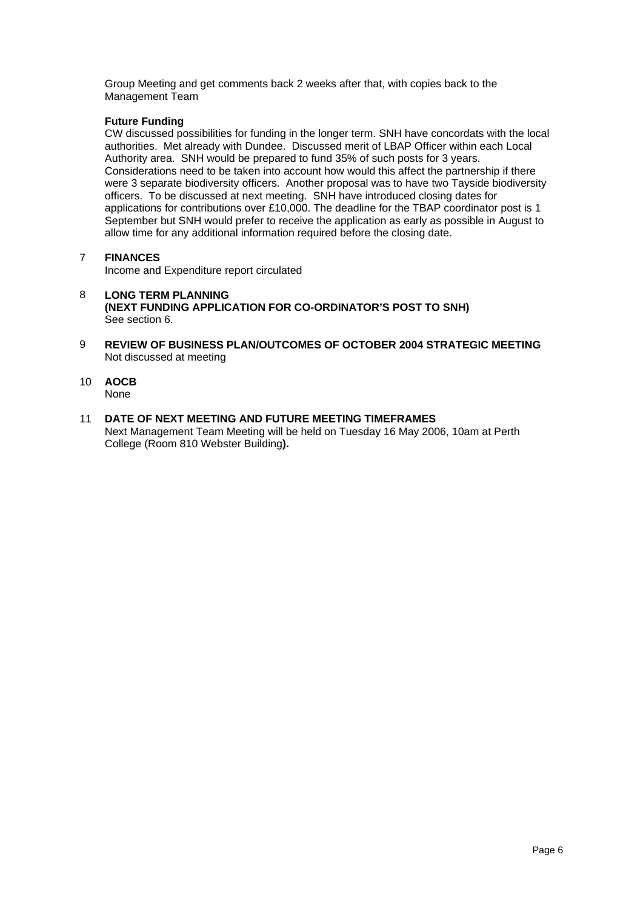Group Meeting and get comments back 2 weeks after that, with copies back to the Management Team

**Future Funding**
CW discussed possibilities for funding in the longer term. SNH have concordats with the local authorities. Met already with Dundee. Discussed merit of LBAP Officer within each Local Authority area. SNH would be prepared to fund 35% of such posts for 3 years. Considerations need to be taken into account how would this affect the partnership if there were 3 separate biodiversity officers. Another proposal was to have two Tayside biodiversity officers. To be discussed at next meeting. SNH have introduced closing dates for applications for contributions over £10,000. The deadline for the TBAP coordinator post is 1 September but SNH would prefer to receive the application as early as possible in August to allow time for any additional information required before the closing date.

7 **FINANCES**
Income and Expenditure report circulated

8 **LONG TERM PLANNING**
**(NEXT FUNDING APPLICATION FOR CO-ORDINATOR'S POST TO SNH)**
See section 6.

9 **REVIEW OF BUSINESS PLAN/OUTCOMES OF OCTOBER 2004 STRATEGIC MEETING**
Not discussed at meeting

10 **AOCB**
None

11 **DATE OF NEXT MEETING AND FUTURE MEETING TIMEFRAMES**
Next Management Team Meeting will be held on Tuesday 16 May 2006, 10am at Perth College (Room 810 Webster Building**).**